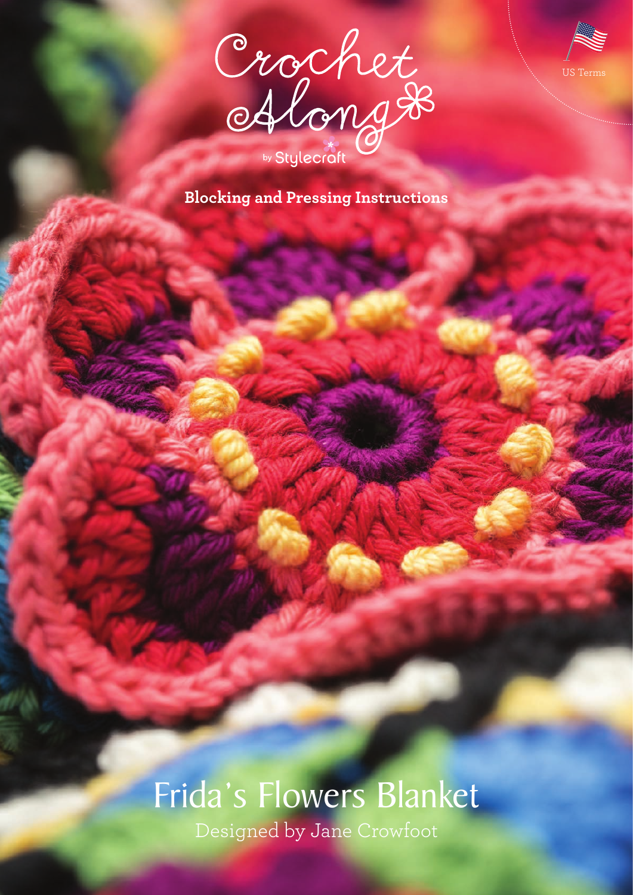# Crochet Along

by Stylecraft

US Terms

**Blocking and Pressing Instructions**

# Frida's Flowers Blanket

Designed by Jane Crowfoot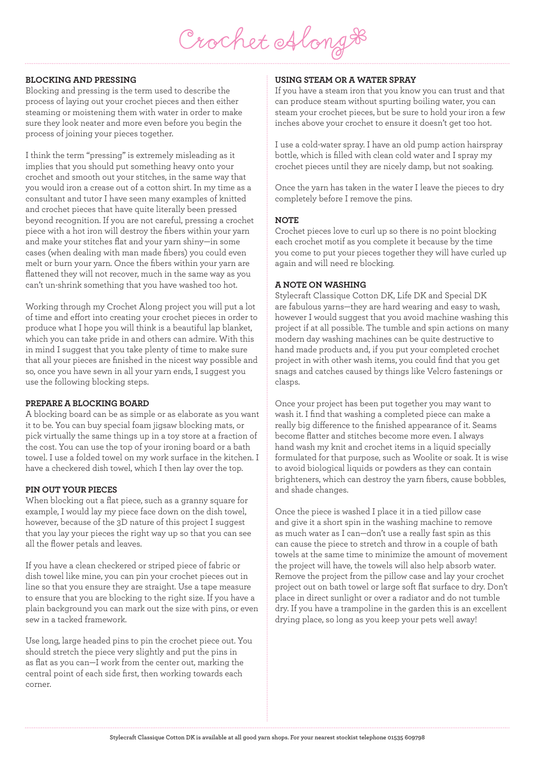# Crochet Along

## BLOCKING AND PRESSING

Blocking and pressing is the term used to describe the process of laying out your crochet pieces and then either steaming or moistening them with water in order to make sure they look neater and more even before you begin the process of joining your pieces together.

I think the term "pressing" is extremely misleading as it implies that you should put something heavy onto your crochet and smooth out your stitches, in the same way that you would iron a crease out of a cotton shirt. In my time as a consultant and tutor I have seen many examples of knitted and crochet pieces that have quite literally been pressed beyond recognition. If you are not careful, pressing a crochet piece with a hot iron will destroy the fibers within your yarn and make your stitches flat and your yarn shiny—in some cases (when dealing with man made fibers) you could even melt or burn your yarn. Once the fibers within your yarn are flattened they will not recover, much in the same way as you can't un-shrink something that you have washed too hot.

Working through my Crochet Along project you will put a lot of time and effort into creating your crochet pieces in order to produce what I hope you will think is a beautiful lap blanket, which you can take pride in and others can admire. With this in mind I suggest that you take plenty of time to make sure that all your pieces are finished in the nicest way possible and so, once you have sewn in all your yarn ends, I suggest you use the following blocking steps.

## PREPARE A BLOCKING BOARD

A blocking board can be as simple or as elaborate as you want it to be. You can buy special foam jigsaw blocking mats, or pick virtually the same things up in a toy store at a fraction of the cost. You can use the top of your ironing board or a bath towel. I use a folded towel on my work surface in the kitchen. I have a checkered dish towel, which I then lay over the top.

## PIN OUT YOUR PIECES

When blocking out a flat piece, such as a granny square for example, I would lay my piece face down on the dish towel, however, because of the 3D nature of this project I suggest that you lay your pieces the right way up so that you can see all the flower petals and leaves.

If you have a clean checkered or striped piece of fabric or dish towel like mine, you can pin your crochet pieces out in line so that you ensure they are straight. Use a tape measure to ensure that you are blocking to the right size. If you have a plain background you can mark out the size with pins, or even sew in a tacked framework.

Use long, large headed pins to pin the crochet piece out. You should stretch the piece very slightly and put the pins in as flat as you can—I work from the center out, marking the central point of each side first, then working towards each corner.

## USING STEAM OR A WATER SPRAY

If you have a steam iron that you know you can trust and that can produce steam without spurting boiling water, you can steam your crochet pieces, but be sure to hold your iron a few inches above your crochet to ensure it doesn't get too hot.

I use a cold-water spray. I have an old pump action hairspray bottle, which is filled with clean cold water and I spray my crochet pieces until they are nicely damp, but not soaking.

Once the yarn has taken in the water I leave the pieces to dry completely before I remove the pins.

## NOTE

Crochet pieces love to curl up so there is no point blocking each crochet motif as you complete it because by the time you come to put your pieces together they will have curled up again and will need re blocking.

## A NOTE ON WASHING

Stylecraft Classique Cotton DK, Life DK and Special DK are fabulous yarns—they are hard wearing and easy to wash, however I would suggest that you avoid machine washing this project if at all possible. The tumble and spin actions on many modern day washing machines can be quite destructive to hand made products and, if you put your completed crochet project in with other wash items, you could find that you get snags and catches caused by things like Velcro fastenings or clasps.

Once your project has been put together you may want to wash it. I find that washing a completed piece can make a really big difference to the finished appearance of it. Seams become flatter and stitches become more even. I always hand wash my knit and crochet items in a liquid specially formulated for that purpose, such as Woolite or soak. It is wise to avoid biological liquids or powders as they can contain brighteners, which can destroy the yarn fibers, cause bobbles, and shade changes.

Once the piece is washed I place it in a tied pillow case and give it a short spin in the washing machine to remove as much water as I can—don't use a really fast spin as this can cause the piece to stretch and throw in a couple of bath towels at the same time to minimize the amount of movement the project will have, the towels will also help absorb water. Remove the project from the pillow case and lay your crochet project out on bath towel or large soft flat surface to dry. Don't place in direct sunlight or over a radiator and do not tumble dry. If you have a trampoline in the garden this is an excellent drying place, so long as you keep your pets well away!

Stylecraft Classique Cotton DK is available at all good yarn shops. For your nearest stockist telephone 01535 609798